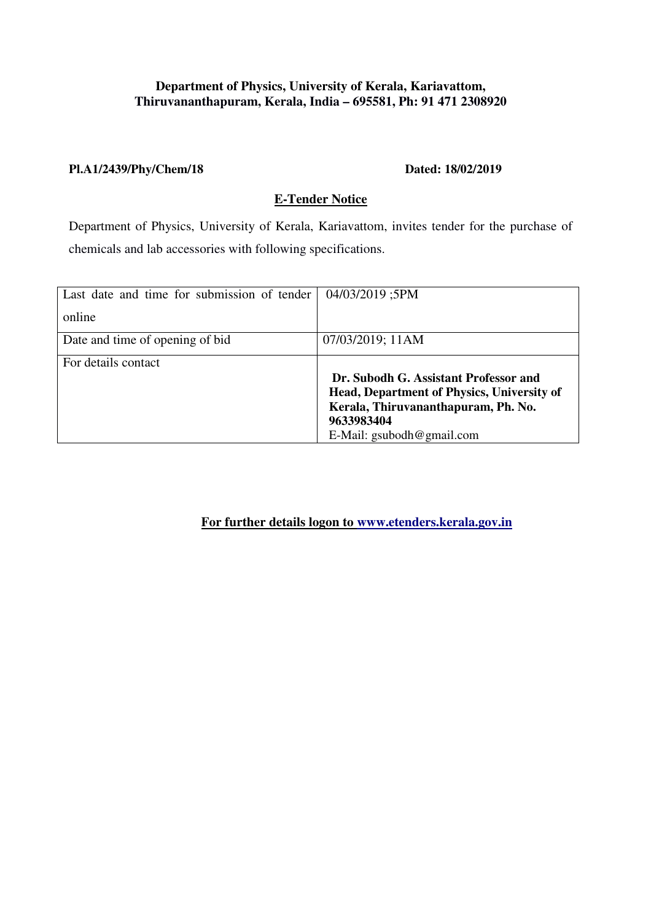**Department of Physics, University of Kerala, Kariavattom, Thiruvananthapuram, Kerala, India – 695581, Ph: 91 471 2308920**

**Pl.A1/2439/Phy/Chem/18** **Dated: 18/02/2019**

## E-Tender Notice

Department of Physics, University of Kerala, Kariavattom, invites tender for the purchase of chemicals and lab accessories with following specifications.

| | |
|---|---|
| Last date and time for submission of tender online | 04/03/2019 ;5PM |
| Date and time of opening of bid | 07/03/2019; 11AM |
| For details contact | **Dr. Subodh G. Assistant Professor and Head, Department of Physics, University of Kerala, Thiruvananthapuram, Ph. No. 9633983404** E-Mail: gsubodh@gmail.com |

**For further details logon to www.etenders.kerala.gov.in**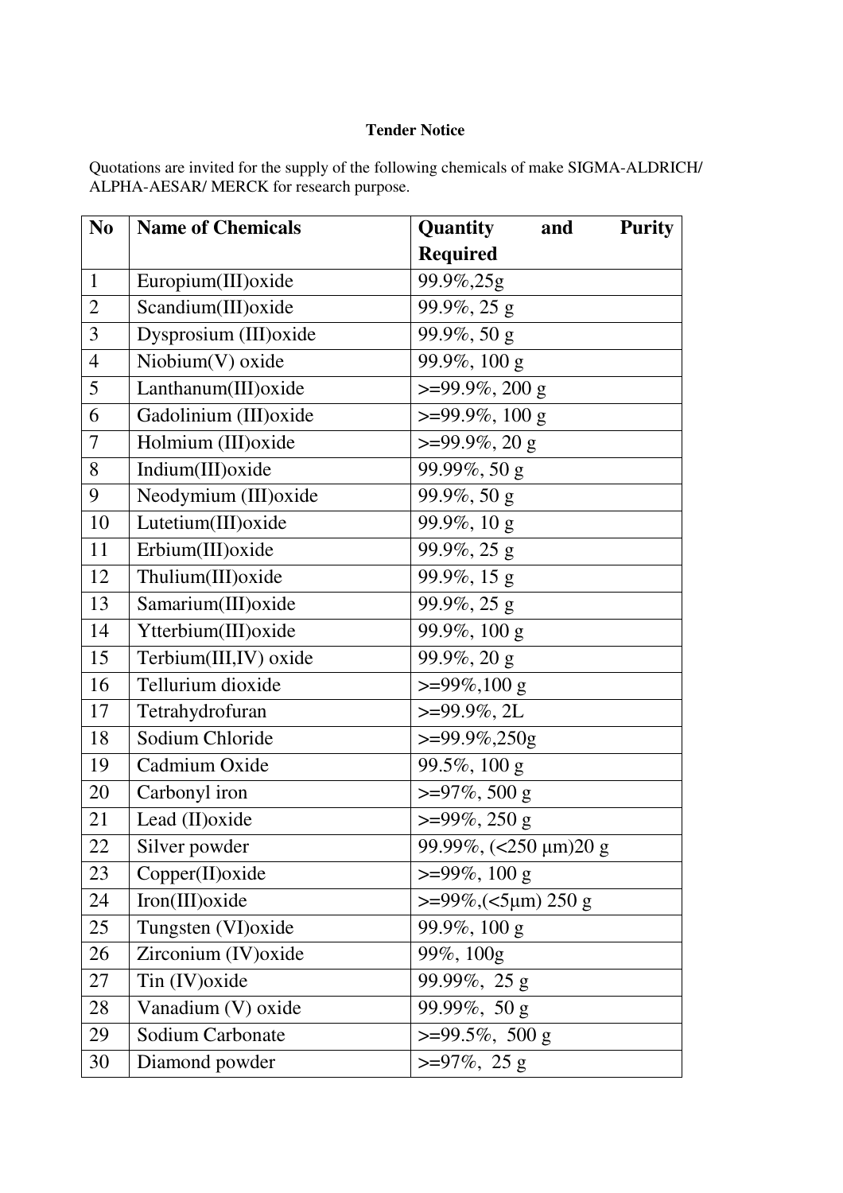**Tender Notice**

Quotations are invited for the supply of the following chemicals of make SIGMA-ALDRICH/ ALPHA-AESAR/ MERCK for research purpose.

| No | Name of Chemicals | Quantity and Purity Required |
|---|---|---|
| 1 | Europium(III)oxide | 99.9%,25g |
| 2 | Scandium(III)oxide | 99.9%, 25 g |
| 3 | Dysprosium (III)oxide | 99.9%, 50 g |
| 4 | Niobium(V) oxide | 99.9%, 100 g |
| 5 | Lanthanum(III)oxide | >=99.9%, 200 g |
| 6 | Gadolinium (III)oxide | >=99.9%, 100 g |
| 7 | Holmium (III)oxide | >=99.9%, 20 g |
| 8 | Indium(III)oxide | 99.99%, 50 g |
| 9 | Neodymium (III)oxide | 99.9%, 50 g |
| 10 | Lutetium(III)oxide | 99.9%, 10 g |
| 11 | Erbium(III)oxide | 99.9%, 25 g |
| 12 | Thulium(III)oxide | 99.9%, 15 g |
| 13 | Samarium(III)oxide | 99.9%, 25 g |
| 14 | Ytterbium(III)oxide | 99.9%, 100 g |
| 15 | Terbium(III,IV) oxide | 99.9%, 20 g |
| 16 | Tellurium dioxide | >=99%,100 g |
| 17 | Tetrahydrofuran | >=99.9%, 2L |
| 18 | Sodium Chloride | >=99.9%,250g |
| 19 | Cadmium Oxide | 99.5%, 100 g |
| 20 | Carbonyl iron | >=97%, 500 g |
| 21 | Lead (II)oxide | >=99%, 250 g |
| 22 | Silver powder | 99.99%, (<250 μm)20 g |
| 23 | Copper(II)oxide | >=99%, 100 g |
| 24 | Iron(III)oxide | >=99%,(<5μm) 250 g |
| 25 | Tungsten (VI)oxide | 99.9%, 100 g |
| 26 | Zirconium (IV)oxide | 99%, 100g |
| 27 | Tin (IV)oxide | 99.99%, 25 g |
| 28 | Vanadium (V) oxide | 99.99%, 50 g |
| 29 | Sodium Carbonate | >=99.5%, 500 g |
| 30 | Diamond powder | >=97%, 25 g |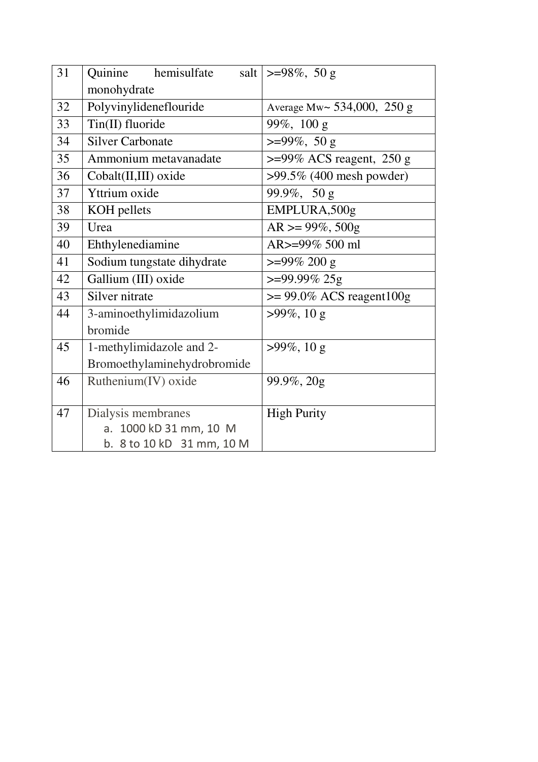| 31 | Quinine hemisulfate salt monohydrate | >=98%, 50 g |
|---|---|---|
| 32 | Polyvinylideneflouride | Average Mw~ 534,000, 250 g |
| 33 | Tin(II) fluoride | 99%, 100 g |
| 34 | Silver Carbonate | >=99%, 50 g |
| 35 | Ammonium metavanadate | >=99% ACS reagent, 250 g |
| 36 | Cobalt(II,III) oxide | >99.5% (400 mesh powder) |
| 37 | Yttrium oxide | 99.9%, 50 g |
| 38 | KOH pellets | EMPLURA,500g |
| 39 | Urea | AR >= 99%, 500g |
| 40 | Ehthylenediamine | AR>=99% 500 ml |
| 41 | Sodium tungstate dihydrate | >=99% 200 g |
| 42 | Gallium (III) oxide | >=99.99% 25g |
| 43 | Silver nitrate | >= 99.0% ACS reagent100g |
| 44 | 3-aminoethylimidazolium bromide | >99%, 10 g |
| 45 | 1-methylimidazole and 2-Bromoethylaminehydrobromide | >99%, 10 g |
| 46 | Ruthenium(IV) oxide | 99.9%, 20g |
| 47 | Dialysis membranes<br>a. 1000 kD 31 mm, 10 M<br>b. 8 to 10 kD 31 mm, 10 M | High Purity |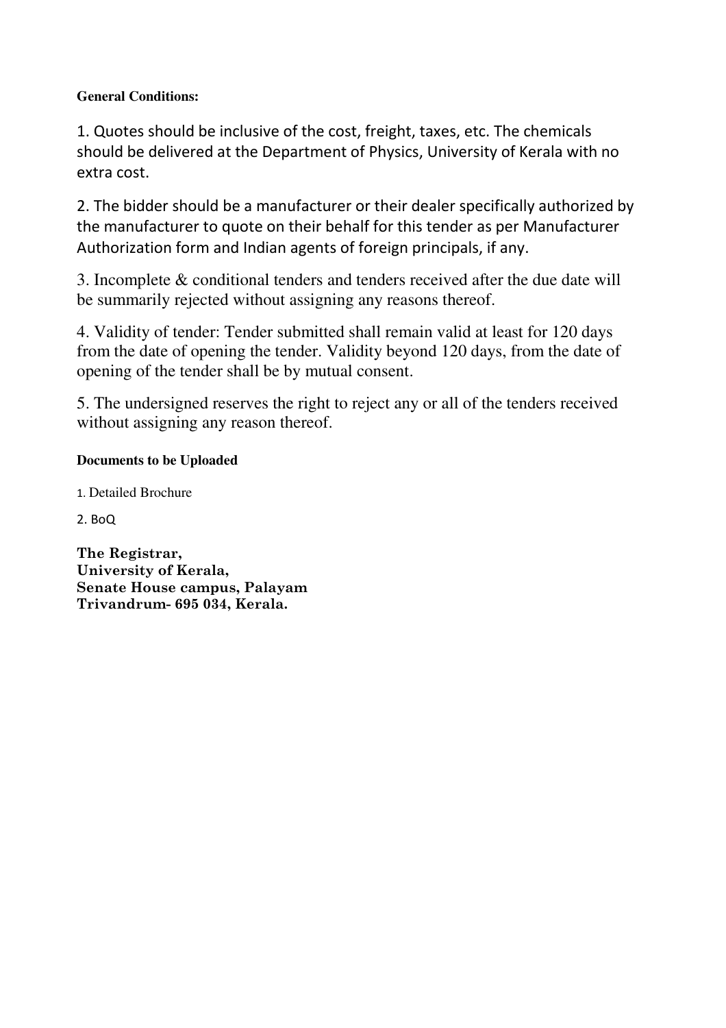**General Conditions:**

1. Quotes should be inclusive of the cost, freight, taxes, etc. The chemicals should be delivered at the Department of Physics, University of Kerala with no extra cost.

2. The bidder should be a manufacturer or their dealer specifically authorized by the manufacturer to quote on their behalf for this tender as per Manufacturer Authorization form and Indian agents of foreign principals, if any.

3. Incomplete & conditional tenders and tenders received after the due date will be summarily rejected without assigning any reasons thereof.

4. Validity of tender: Tender submitted shall remain valid at least for 120 days from the date of opening the tender. Validity beyond 120 days, from the date of opening of the tender shall be by mutual consent.

5. The undersigned reserves the right to reject any or all of the tenders received without assigning any reason thereof.

**Documents to be Uploaded**

1. Detailed Brochure
2. BoQ

**The Registrar,**
**University of Kerala,**
**Senate House campus, Palayam**
**Trivandrum- 695 034, Kerala.**